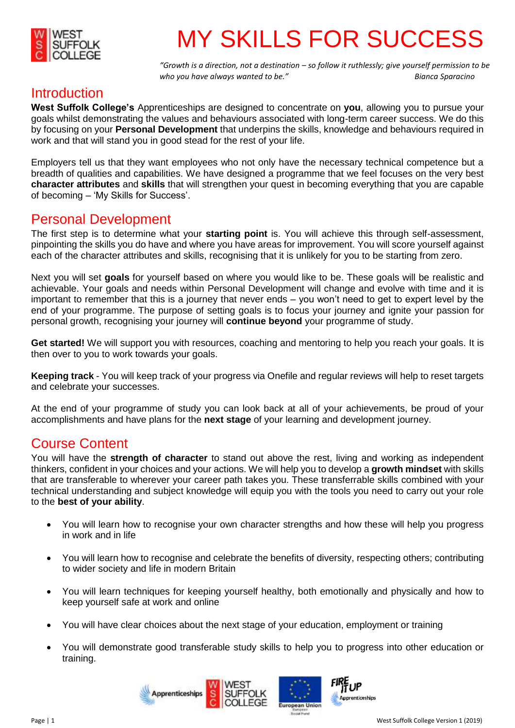# MY SKILLS FOR SUCCESS

*"Growth is a direction, not a destination – so follow it ruthlessly; give yourself permission to be who you have always wanted to be."* Bianca Sparacino

## Introduction

**West Suffolk College's** Apprenticeships are designed to concentrate on **you**, allowing you to pursue your goals whilst demonstrating the values and behaviours associated with long-term career success. We do this by focusing on your **Personal Development** that underpins the skills, knowledge and behaviours required in work and that will stand you in good stead for the rest of your life.

Employers tell us that they want employees who not only have the necessary technical competence but a breadth of qualities and capabilities. We have designed a programme that we feel focuses on the very best **character attributes** and **skills** that will strengthen your quest in becoming everything that you are capable of becoming – 'My Skills for Success'.

## Personal Development

The first step is to determine what your **starting point** is. You will achieve this through self-assessment, pinpointing the skills you do have and where you have areas for improvement. You will score yourself against each of the character attributes and skills, recognising that it is unlikely for you to be starting from zero.

Next you will set **goals** for yourself based on where you would like to be. These goals will be realistic and achievable. Your goals and needs within Personal Development will change and evolve with time and it is important to remember that this is a journey that never ends – you won't need to get to expert level by the end of your programme. The purpose of setting goals is to focus your journey and ignite your passion for personal growth, recognising your journey will **continue beyond** your programme of study.

**Get started!** We will support you with resources, coaching and mentoring to help you reach your goals. It is then over to you to work towards your goals.

**Keeping track** - You will keep track of your progress via Onefile and regular reviews will help to reset targets and celebrate your successes.

At the end of your programme of study you can look back at all of your achievements, be proud of your accomplishments and have plans for the **next stage** of your learning and development journey.

## Course Content

You will have the **strength of character** to stand out above the rest, living and working as independent thinkers, confident in your choices and your actions. We will help you to develop a **growth mindset** with skills that are transferable to wherever your career path takes you. These transferrable skills combined with your technical understanding and subject knowledge will equip you with the tools you need to carry out your role to the **best of your ability**.

- You will learn how to recognise your own character strengths and how these will help you progress in work and in life
- You will learn how to recognise and celebrate the benefits of diversity, respecting others; contributing to wider society and life in modern Britain
- You will learn techniques for keeping yourself healthy, both emotionally and physically and how to keep yourself safe at work and online
- You will have clear choices about the next stage of your education, employment or training
- You will demonstrate good transferable study skills to help you to progress into other education or training.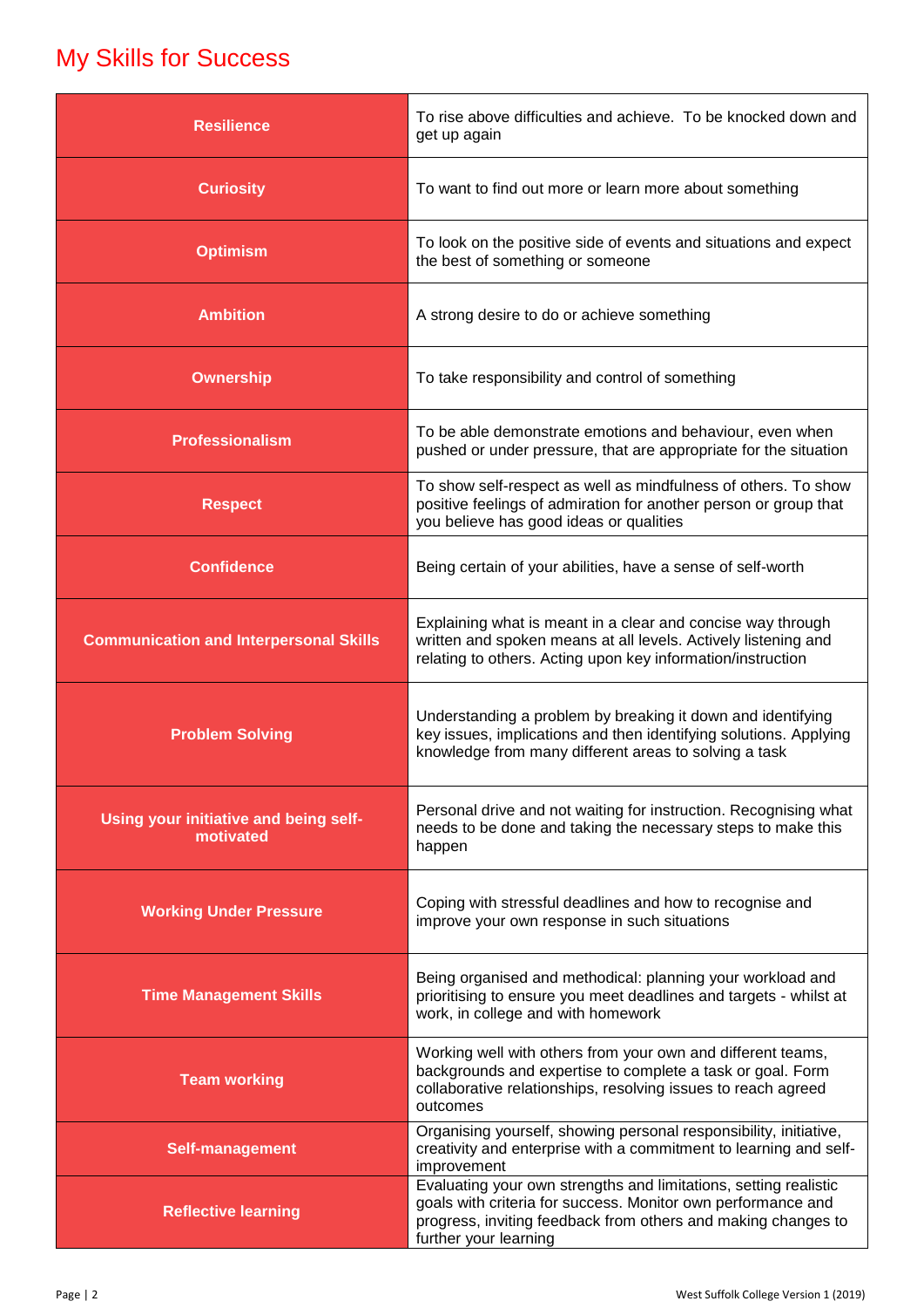# My Skills for Success

| Skill | Description |
| --- | --- |
| **Resilience** | To rise above difficulties and achieve. To be knocked down and get up again |
| **Curiosity** | To want to find out more or learn more about something |
| **Optimism** | To look on the positive side of events and situations and expect the best of something or someone |
| **Ambition** | A strong desire to do or achieve something |
| **Ownership** | To take responsibility and control of something |
| **Professionalism** | To be able demonstrate emotions and behaviour, even when pushed or under pressure, that are appropriate for the situation |
| **Respect** | To show self-respect as well as mindfulness of others. To show positive feelings of admiration for another person or group that you believe has good ideas or qualities |
| **Confidence** | Being certain of your abilities, have a sense of self-worth |
| **Communication and Interpersonal Skills** | Explaining what is meant in a clear and concise way through written and spoken means at all levels. Actively listening and relating to others. Acting upon key information/instruction |
| **Problem Solving** | Understanding a problem by breaking it down and identifying key issues, implications and then identifying solutions. Applying knowledge from many different areas to solving a task |
| **Using your initiative and being self-motivated** | Personal drive and not waiting for instruction. Recognising what needs to be done and taking the necessary steps to make this happen |
| **Working Under Pressure** | Coping with stressful deadlines and how to recognise and improve your own response in such situations |
| **Time Management Skills** | Being organised and methodical: planning your workload and prioritising to ensure you meet deadlines and targets - whilst at work, in college and with homework |
| **Team working** | Working well with others from your own and different teams, backgrounds and expertise to complete a task or goal. Form collaborative relationships, resolving issues to reach agreed outcomes |
| **Self-management** | Organising yourself, showing personal responsibility, initiative, creativity and enterprise with a commitment to learning and self-improvement |
| **Reflective learning** | Evaluating your own strengths and limitations, setting realistic goals with criteria for success. Monitor own performance and progress, inviting feedback from others and making changes to further your learning |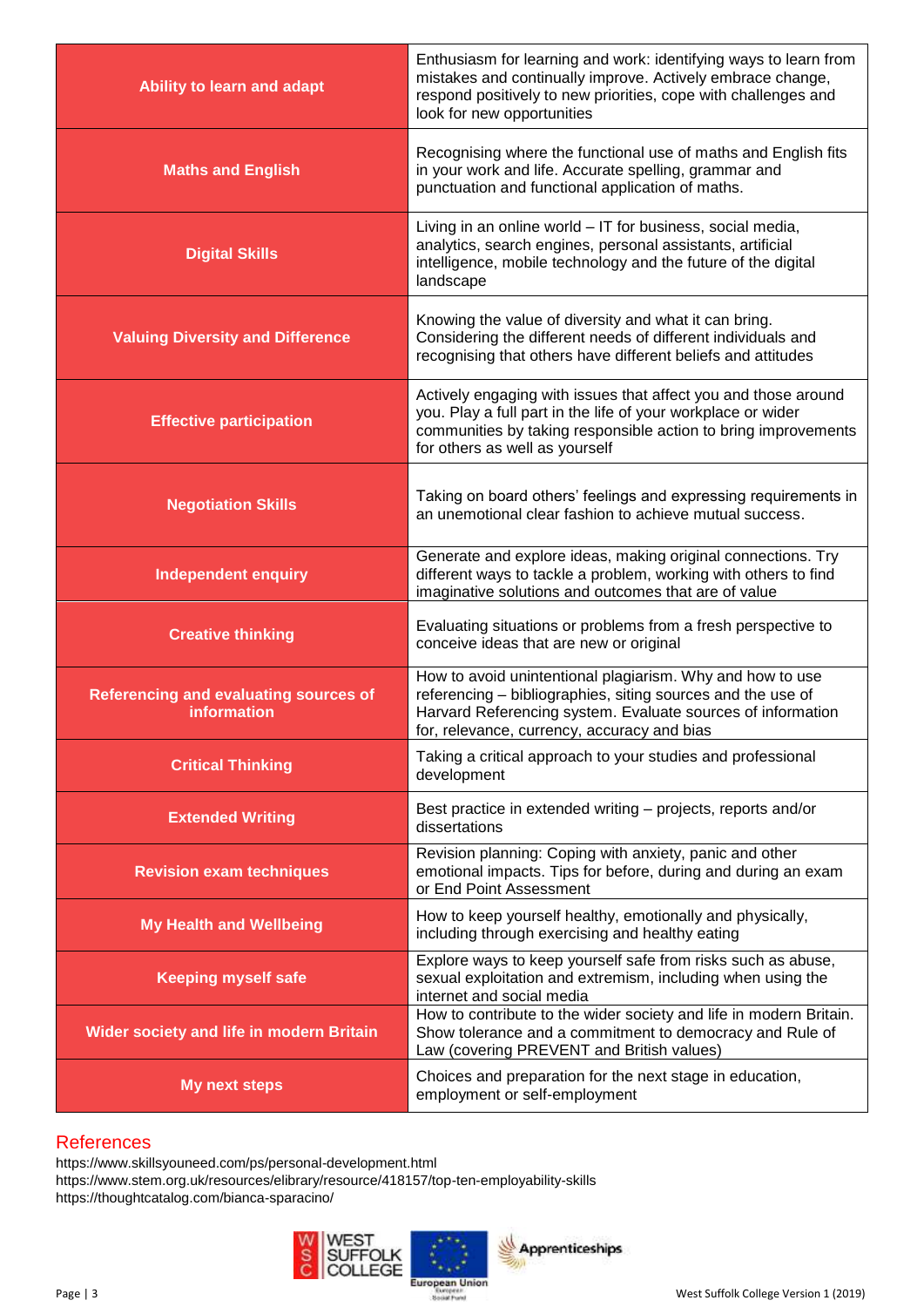| | |
|---|---|
| **Ability to learn and adapt** | Enthusiasm for learning and work: identifying ways to learn from mistakes and continually improve. Actively embrace change, respond positively to new priorities, cope with challenges and look for new opportunities |
| **Maths and English** | Recognising where the functional use of maths and English fits in your work and life. Accurate spelling, grammar and punctuation and functional application of maths. |
| **Digital Skills** | Living in an online world – IT for business, social media, analytics, search engines, personal assistants, artificial intelligence, mobile technology and the future of the digital landscape |
| **Valuing Diversity and Difference** | Knowing the value of diversity and what it can bring. Considering the different needs of different individuals and recognising that others have different beliefs and attitudes |
| **Effective participation** | Actively engaging with issues that affect you and those around you. Play a full part in the life of your workplace or wider communities by taking responsible action to bring improvements for others as well as yourself |
| **Negotiation Skills** | Taking on board others' feelings and expressing requirements in an unemotional clear fashion to achieve mutual success. |
| **Independent enquiry** | Generate and explore ideas, making original connections. Try different ways to tackle a problem, working with others to find imaginative solutions and outcomes that are of value |
| **Creative thinking** | Evaluating situations or problems from a fresh perspective to conceive ideas that are new or original |
| **Referencing and evaluating sources of information** | How to avoid unintentional plagiarism. Why and how to use referencing – bibliographies, siting sources and the use of Harvard Referencing system. Evaluate sources of information for, relevance, currency, accuracy and bias |
| **Critical Thinking** | Taking a critical approach to your studies and professional development |
| **Extended Writing** | Best practice in extended writing – projects, reports and/or dissertations |
| **Revision exam techniques** | Revision planning: Coping with anxiety, panic and other emotional impacts. Tips for before, during and during an exam or End Point Assessment |
| **My Health and Wellbeing** | How to keep yourself healthy, emotionally and physically, including through exercising and healthy eating |
| **Keeping myself safe** | Explore ways to keep yourself safe from risks such as abuse, sexual exploitation and extremism, including when using the internet and social media |
| **Wider society and life in modern Britain** | How to contribute to the wider society and life in modern Britain. Show tolerance and a commitment to democracy and Rule of Law (covering PREVENT and British values) |
| **My next steps** | Choices and preparation for the next stage in education, employment or self-employment |

## References

https://www.skillsyouneed.com/ps/personal-development.html
https://www.stem.org.uk/resources/elibrary/resource/418157/top-ten-employability-skills
https://thoughtcatalog.com/bianca-sparacino/